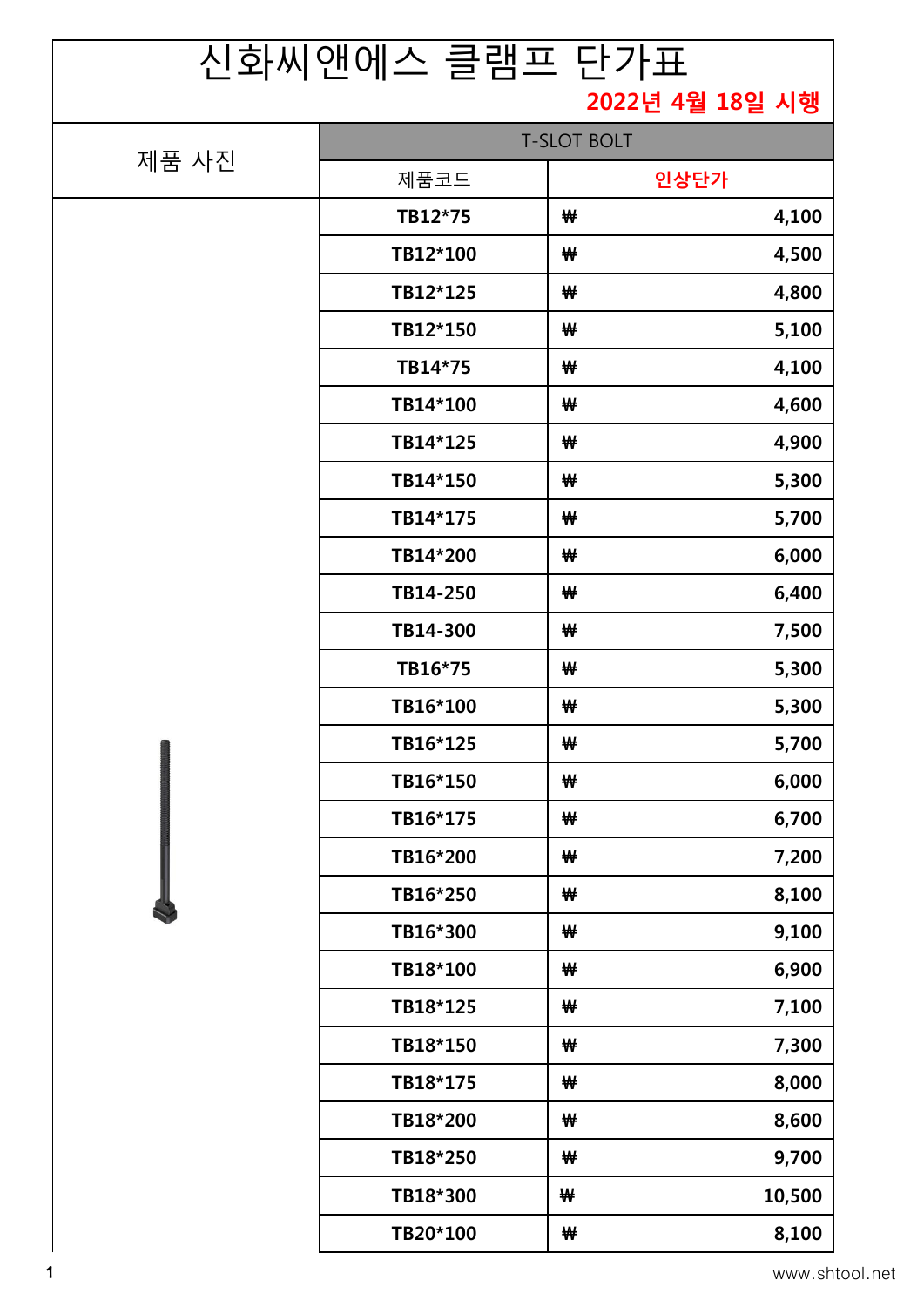# 신화씨앤에스 클램프 단가표

**2022년 4월 18일 시행**

| 제품 사진 | T-SLOT BOLT | |
|---|---|---|
| | 제품코드 | 인상단가 |
| | **TB12*75** | **₩ 4,100** |
| | **TB12*100** | **₩ 4,500** |
| | **TB12*125** | **₩ 4,800** |
| | **TB12*150** | **₩ 5,100** |
| | **TB14*75** | **₩ 4,100** |
| | **TB14*100** | **₩ 4,600** |
| | **TB14*125** | **₩ 4,900** |
| | **TB14*150** | **₩ 5,300** |
| | **TB14*175** | **₩ 5,700** |
| | **TB14*200** | **₩ 6,000** |
| | **TB14-250** | **₩ 6,400** |
| | **TB14-300** | **₩ 7,500** |
| | **TB16*75** | **₩ 5,300** |
| | **TB16*100** | **₩ 5,300** |
| | **TB16*125** | **₩ 5,700** |
| | **TB16*150** | **₩ 6,000** |
| | **TB16*175** | **₩ 6,700** |
| | **TB16*200** | **₩ 7,200** |
| | **TB16*250** | **₩ 8,100** |
| | **TB16*300** | **₩ 9,100** |
| | **TB18*100** | **₩ 6,900** |
| | **TB18*125** | **₩ 7,100** |
| | **TB18*150** | **₩ 7,300** |
| | **TB18*175** | **₩ 8,000** |
| | **TB18*200** | **₩ 8,600** |
| | **TB18*250** | **₩ 9,700** |
| | **TB18*300** | **₩ 10,500** |
| | **TB20*100** | **₩ 8,100** |

www.shtool.net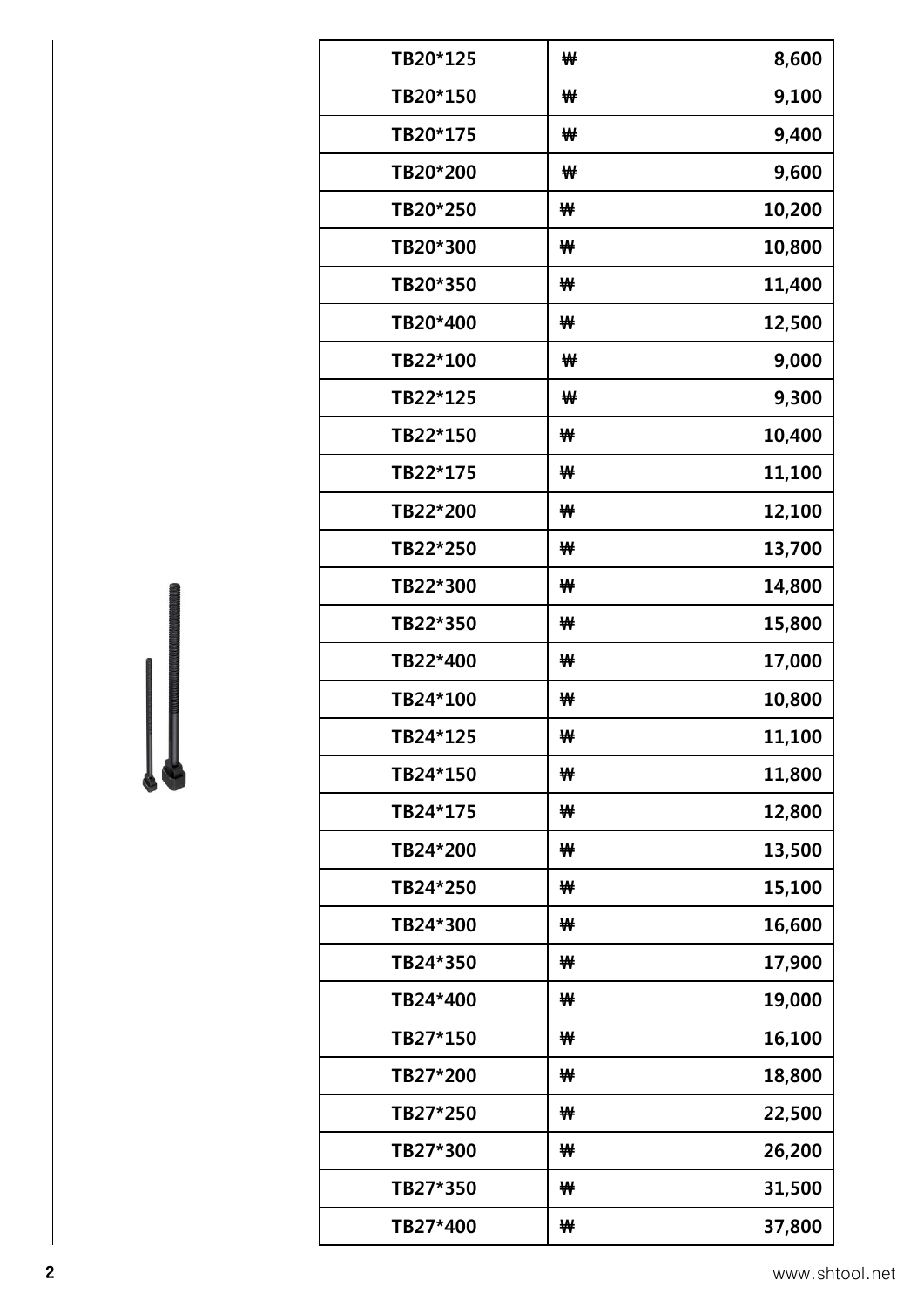| TB20*125 | ₩ | 8,600 |
|---|---|---|
| TB20*150 | ₩ | 9,100 |
| TB20*175 | ₩ | 9,400 |
| TB20*200 | ₩ | 9,600 |
| TB20*250 | ₩ | 10,200 |
| TB20*300 | ₩ | 10,800 |
| TB20*350 | ₩ | 11,400 |
| TB20*400 | ₩ | 12,500 |
| TB22*100 | ₩ | 9,000 |
| TB22*125 | ₩ | 9,300 |
| TB22*150 | ₩ | 10,400 |
| TB22*175 | ₩ | 11,100 |
| TB22*200 | ₩ | 12,100 |
| TB22*250 | ₩ | 13,700 |
| TB22*300 | ₩ | 14,800 |
| TB22*350 | ₩ | 15,800 |
| TB22*400 | ₩ | 17,000 |
| TB24*100 | ₩ | 10,800 |
| TB24*125 | ₩ | 11,100 |
| TB24*150 | ₩ | 11,800 |
| TB24*175 | ₩ | 12,800 |
| TB24*200 | ₩ | 13,500 |
| TB24*250 | ₩ | 15,100 |
| TB24*300 | ₩ | 16,600 |
| TB24*350 | ₩ | 17,900 |
| TB24*400 | ₩ | 19,000 |
| TB27*150 | ₩ | 16,100 |
| TB27*200 | ₩ | 18,800 |
| TB27*250 | ₩ | 22,500 |
| TB27*300 | ₩ | 26,200 |
| TB27*350 | ₩ | 31,500 |
| TB27*400 | ₩ | 37,800 |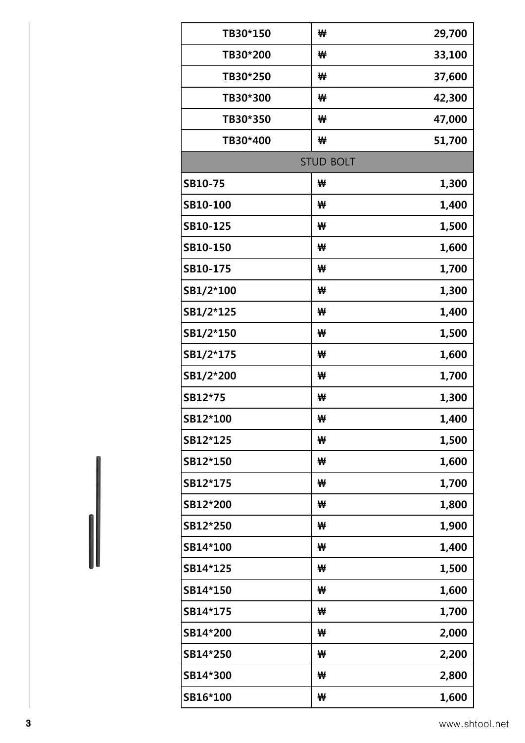| | | |
|---|---|---|
| TB30*150 | ₩ | 29,700 |
| TB30*200 | ₩ | 33,100 |
| TB30*250 | ₩ | 37,600 |
| TB30*300 | ₩ | 42,300 |
| TB30*350 | ₩ | 47,000 |
| TB30*400 | ₩ | 51,700 |
| STUD BOLT | | |
| SB10-75 | ₩ | 1,300 |
| SB10-100 | ₩ | 1,400 |
| SB10-125 | ₩ | 1,500 |
| SB10-150 | ₩ | 1,600 |
| SB10-175 | ₩ | 1,700 |
| SB1/2*100 | ₩ | 1,300 |
| SB1/2*125 | ₩ | 1,400 |
| SB1/2*150 | ₩ | 1,500 |
| SB1/2*175 | ₩ | 1,600 |
| SB1/2*200 | ₩ | 1,700 |
| SB12*75 | ₩ | 1,300 |
| SB12*100 | ₩ | 1,400 |
| SB12*125 | ₩ | 1,500 |
| SB12*150 | ₩ | 1,600 |
| SB12*175 | ₩ | 1,700 |
| SB12*200 | ₩ | 1,800 |
| SB12*250 | ₩ | 1,900 |
| SB14*100 | ₩ | 1,400 |
| SB14*125 | ₩ | 1,500 |
| SB14*150 | ₩ | 1,600 |
| SB14*175 | ₩ | 1,700 |
| SB14*200 | ₩ | 2,000 |
| SB14*250 | ₩ | 2,200 |
| SB14*300 | ₩ | 2,800 |
| SB16*100 | ₩ | 1,600 |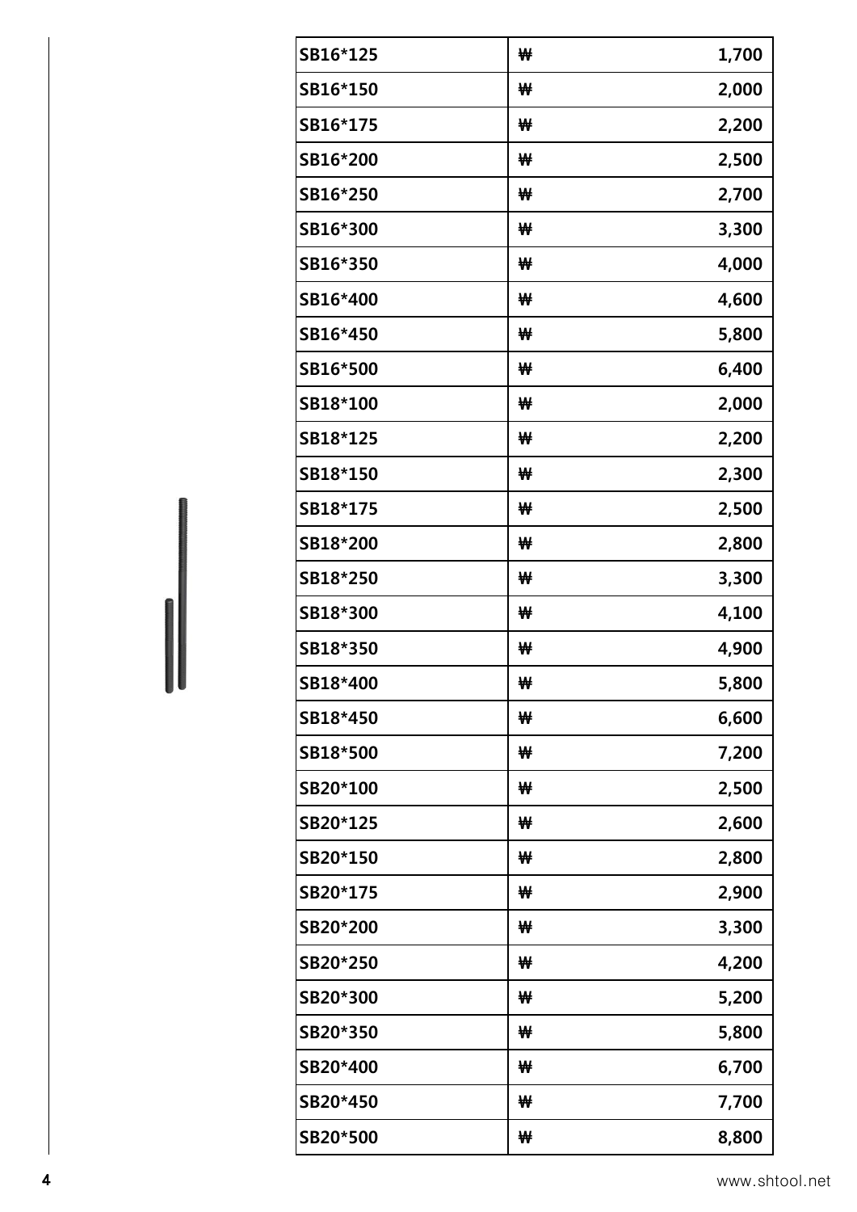| SB16*125 | ₩ | 1,700 |
| --- | --- | --- |
| SB16*150 | ₩ | 2,000 |
| SB16*175 | ₩ | 2,200 |
| SB16*200 | ₩ | 2,500 |
| SB16*250 | ₩ | 2,700 |
| SB16*300 | ₩ | 3,300 |
| SB16*350 | ₩ | 4,000 |
| SB16*400 | ₩ | 4,600 |
| SB16*450 | ₩ | 5,800 |
| SB16*500 | ₩ | 6,400 |
| SB18*100 | ₩ | 2,000 |
| SB18*125 | ₩ | 2,200 |
| SB18*150 | ₩ | 2,300 |
| SB18*175 | ₩ | 2,500 |
| SB18*200 | ₩ | 2,800 |
| SB18*250 | ₩ | 3,300 |
| SB18*300 | ₩ | 4,100 |
| SB18*350 | ₩ | 4,900 |
| SB18*400 | ₩ | 5,800 |
| SB18*450 | ₩ | 6,600 |
| SB18*500 | ₩ | 7,200 |
| SB20*100 | ₩ | 2,500 |
| SB20*125 | ₩ | 2,600 |
| SB20*150 | ₩ | 2,800 |
| SB20*175 | ₩ | 2,900 |
| SB20*200 | ₩ | 3,300 |
| SB20*250 | ₩ | 4,200 |
| SB20*300 | ₩ | 5,200 |
| SB20*350 | ₩ | 5,800 |
| SB20*400 | ₩ | 6,700 |
| SB20*450 | ₩ | 7,700 |
| SB20*500 | ₩ | 8,800 |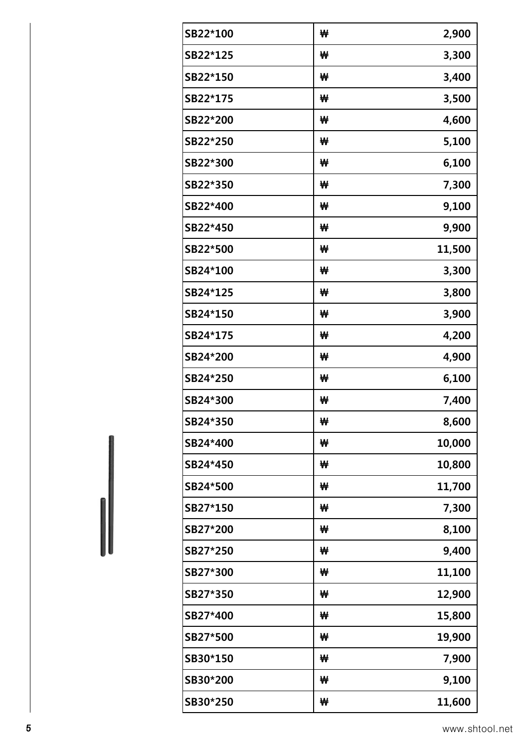| | | |
|---|---|---|
| SB22*100 | ₩ | 2,900 |
| SB22*125 | ₩ | 3,300 |
| SB22*150 | ₩ | 3,400 |
| SB22*175 | ₩ | 3,500 |
| SB22*200 | ₩ | 4,600 |
| SB22*250 | ₩ | 5,100 |
| SB22*300 | ₩ | 6,100 |
| SB22*350 | ₩ | 7,300 |
| SB22*400 | ₩ | 9,100 |
| SB22*450 | ₩ | 9,900 |
| SB22*500 | ₩ | 11,500 |
| SB24*100 | ₩ | 3,300 |
| SB24*125 | ₩ | 3,800 |
| SB24*150 | ₩ | 3,900 |
| SB24*175 | ₩ | 4,200 |
| SB24*200 | ₩ | 4,900 |
| SB24*250 | ₩ | 6,100 |
| SB24*300 | ₩ | 7,400 |
| SB24*350 | ₩ | 8,600 |
| SB24*400 | ₩ | 10,000 |
| SB24*450 | ₩ | 10,800 |
| SB24*500 | ₩ | 11,700 |
| SB27*150 | ₩ | 7,300 |
| SB27*200 | ₩ | 8,100 |
| SB27*250 | ₩ | 9,400 |
| SB27*300 | ₩ | 11,100 |
| SB27*350 | ₩ | 12,900 |
| SB27*400 | ₩ | 15,800 |
| SB27*500 | ₩ | 19,900 |
| SB30*150 | ₩ | 7,900 |
| SB30*200 | ₩ | 9,100 |
| SB30*250 | ₩ | 11,600 |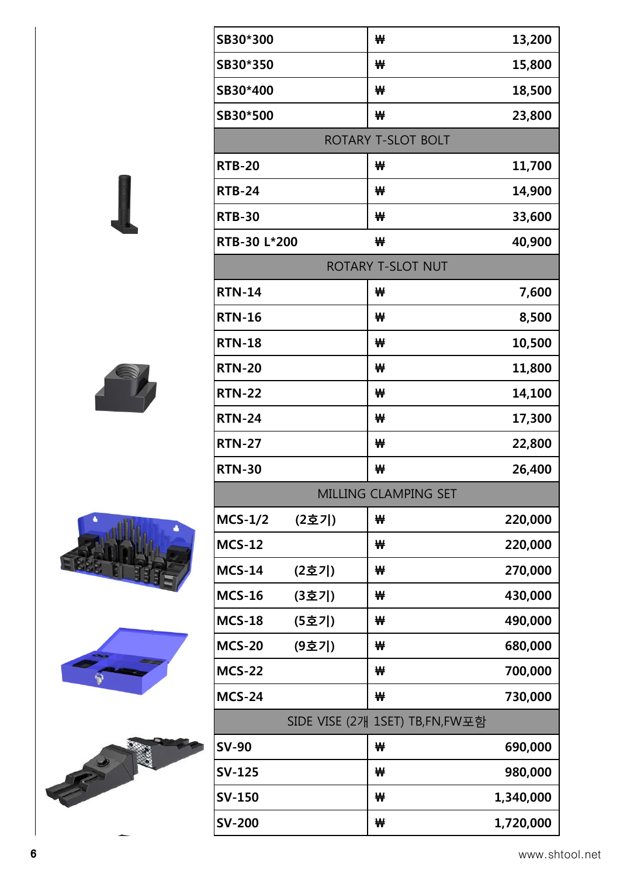| | | |
|---|---|---|
| SB30*300 | ₩ | 13,200 |
| SB30*350 | ₩ | 15,800 |
| SB30*400 | ₩ | 18,500 |
| SB30*500 | ₩ | 23,800 |
| ROTARY T-SLOT BOLT | | |
| RTB-20 | ₩ | 11,700 |
| RTB-24 | ₩ | 14,900 |
| RTB-30 | ₩ | 33,600 |
| RTB-30 L*200 | ₩ | 40,900 |
| ROTARY T-SLOT NUT | | |
| RTN-14 | ₩ | 7,600 |
| RTN-16 | ₩ | 8,500 |
| RTN-18 | ₩ | 10,500 |
| RTN-20 | ₩ | 11,800 |
| RTN-22 | ₩ | 14,100 |
| RTN-24 | ₩ | 17,300 |
| RTN-27 | ₩ | 22,800 |
| RTN-30 | ₩ | 26,400 |
| MILLING CLAMPING SET | | |
| MCS-1/2 (2호기) | ₩ | 220,000 |
| MCS-12 | ₩ | 220,000 |
| MCS-14 (2호기) | ₩ | 270,000 |
| MCS-16 (3호기) | ₩ | 430,000 |
| MCS-18 (5호기) | ₩ | 490,000 |
| MCS-20 (9호기) | ₩ | 680,000 |
| MCS-22 | ₩ | 700,000 |
| MCS-24 | ₩ | 730,000 |
| SIDE VISE (2개 1SET) TB,FN,FW포함 | | |
| SV-90 | ₩ | 690,000 |
| SV-125 | ₩ | 980,000 |
| SV-150 | ₩ | 1,340,000 |
| SV-200 | ₩ | 1,720,000 |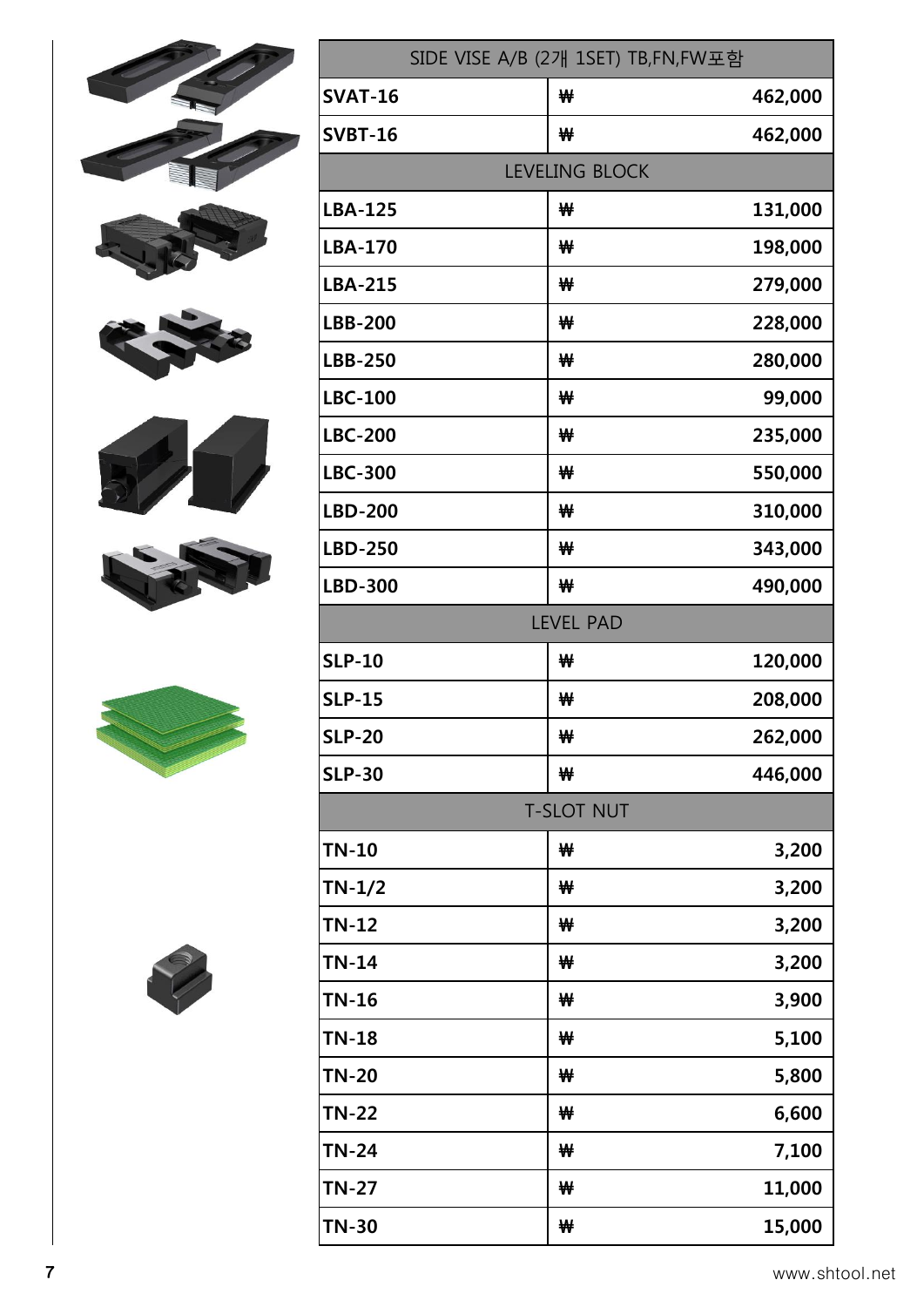| SIDE VISE A/B (2개 1SET) TB,FN,FW포함 | | |
|---|---|---|
| SVAT-16 | ₩ | 462,000 |
| SVBT-16 | ₩ | 462,000 |
| LEVELING BLOCK | | |
| LBA-125 | ₩ | 131,000 |
| LBA-170 | ₩ | 198,000 |
| LBA-215 | ₩ | 279,000 |
| LBB-200 | ₩ | 228,000 |
| LBB-250 | ₩ | 280,000 |
| LBC-100 | ₩ | 99,000 |
| LBC-200 | ₩ | 235,000 |
| LBC-300 | ₩ | 550,000 |
| LBD-200 | ₩ | 310,000 |
| LBD-250 | ₩ | 343,000 |
| LBD-300 | ₩ | 490,000 |
| LEVEL PAD | | |
| SLP-10 | ₩ | 120,000 |
| SLP-15 | ₩ | 208,000 |
| SLP-20 | ₩ | 262,000 |
| SLP-30 | ₩ | 446,000 |
| T-SLOT NUT | | |
| TN-10 | ₩ | 3,200 |
| TN-1/2 | ₩ | 3,200 |
| TN-12 | ₩ | 3,200 |
| TN-14 | ₩ | 3,200 |
| TN-16 | ₩ | 3,900 |
| TN-18 | ₩ | 5,100 |
| TN-20 | ₩ | 5,800 |
| TN-22 | ₩ | 6,600 |
| TN-24 | ₩ | 7,100 |
| TN-27 | ₩ | 11,000 |
| TN-30 | ₩ | 15,000 |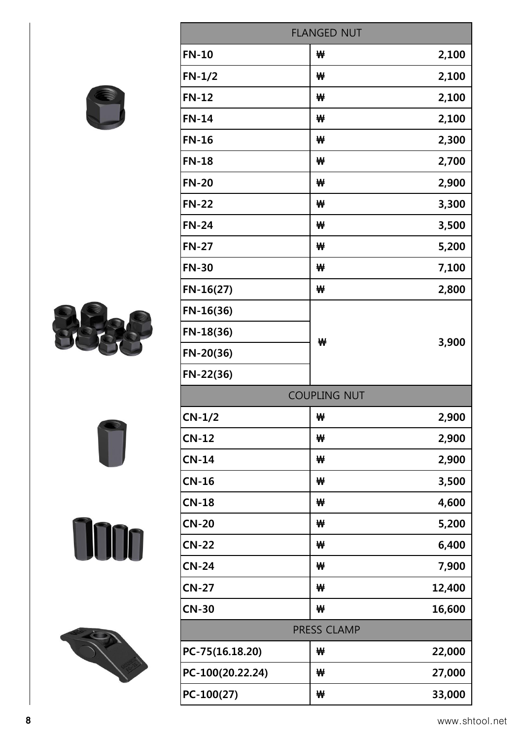| FLANGED NUT | | |
|---|---|---|
| **FN-10** | ₩ | **2,100** |
| **FN-1/2** | ₩ | **2,100** |
| **FN-12** | ₩ | **2,100** |
| **FN-14** | ₩ | **2,100** |
| **FN-16** | ₩ | **2,300** |
| **FN-18** | ₩ | **2,700** |
| **FN-20** | ₩ | **2,900** |
| **FN-22** | ₩ | **3,300** |
| **FN-24** | ₩ | **3,500** |
| **FN-27** | ₩ | **5,200** |
| **FN-30** | ₩ | **7,100** |
| FN-16(27) | ₩ | **2,800** |
| FN-16(36) | ₩ | **3,900** |
| FN-18(36) | | |
| FN-20(36) | | |
| FN-22(36) | | |
| **COUPLING NUT** | | |
| **CN-1/2** | ₩ | **2,900** |
| **CN-12** | ₩ | **2,900** |
| **CN-14** | ₩ | **2,900** |
| **CN-16** | ₩ | **3,500** |
| **CN-18** | ₩ | **4,600** |
| **CN-20** | ₩ | **5,200** |
| **CN-22** | ₩ | **6,400** |
| **CN-24** | ₩ | **7,900** |
| **CN-27** | ₩ | **12,400** |
| **CN-30** | ₩ | **16,600** |
| **PRESS CLAMP** | | |
| PC-75(16.18.20) | ₩ | **22,000** |
| PC-100(20.22.24) | ₩ | **27,000** |
| PC-100(27) | ₩ | **33,000** |

www.shtool.net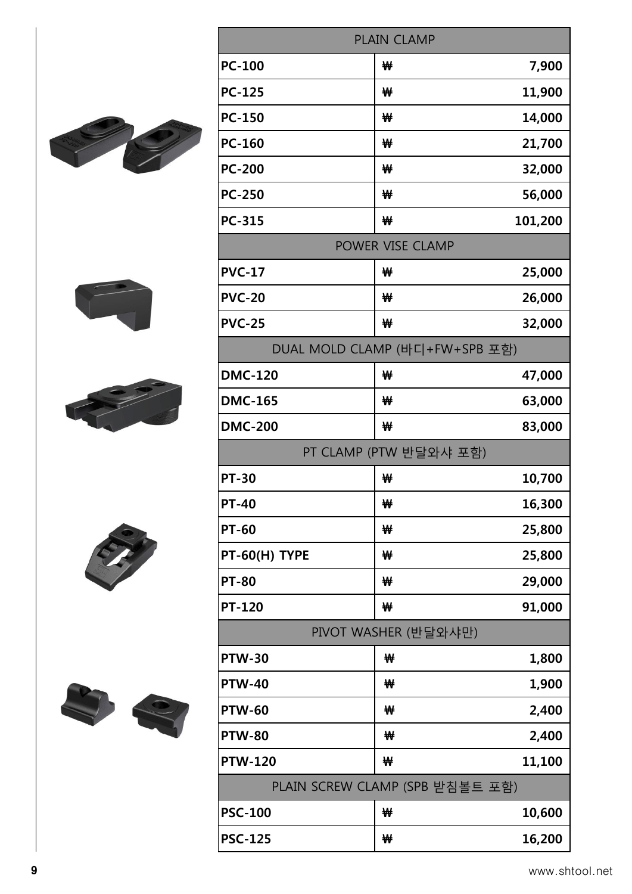| PLAIN CLAMP | | |
|---|---|---|
| **PC-100** | **₩** | **7,900** |
| **PC-125** | **₩** | **11,900** |
| **PC-150** | **₩** | **14,000** |
| **PC-160** | **₩** | **21,700** |
| **PC-200** | **₩** | **32,000** |
| **PC-250** | **₩** | **56,000** |
| **PC-315** | **₩** | **101,200** |
| POWER VISE CLAMP | | |
| **PVC-17** | **₩** | **25,000** |
| **PVC-20** | **₩** | **26,000** |
| **PVC-25** | **₩** | **32,000** |
| DUAL MOLD CLAMP (바디+FW+SPB 포함) | | |
| **DMC-120** | **₩** | **47,000** |
| **DMC-165** | **₩** | **63,000** |
| **DMC-200** | **₩** | **83,000** |
| PT CLAMP (PTW 반달와샤 포함) | | |
| **PT-30** | **₩** | **10,700** |
| **PT-40** | **₩** | **16,300** |
| **PT-60** | **₩** | **25,800** |
| **PT-60(H) TYPE** | **₩** | **25,800** |
| **PT-80** | **₩** | **29,000** |
| **PT-120** | **₩** | **91,000** |
| PIVOT WASHER (반달와샤만) | | |
| **PTW-30** | **₩** | **1,800** |
| **PTW-40** | **₩** | **1,900** |
| **PTW-60** | **₩** | **2,400** |
| **PTW-80** | **₩** | **2,400** |
| **PTW-120** | **₩** | **11,100** |
| PLAIN SCREW CLAMP (SPB 받침볼트 포함) | | |
| **PSC-100** | **₩** | **10,600** |
| **PSC-125** | **₩** | **16,200** |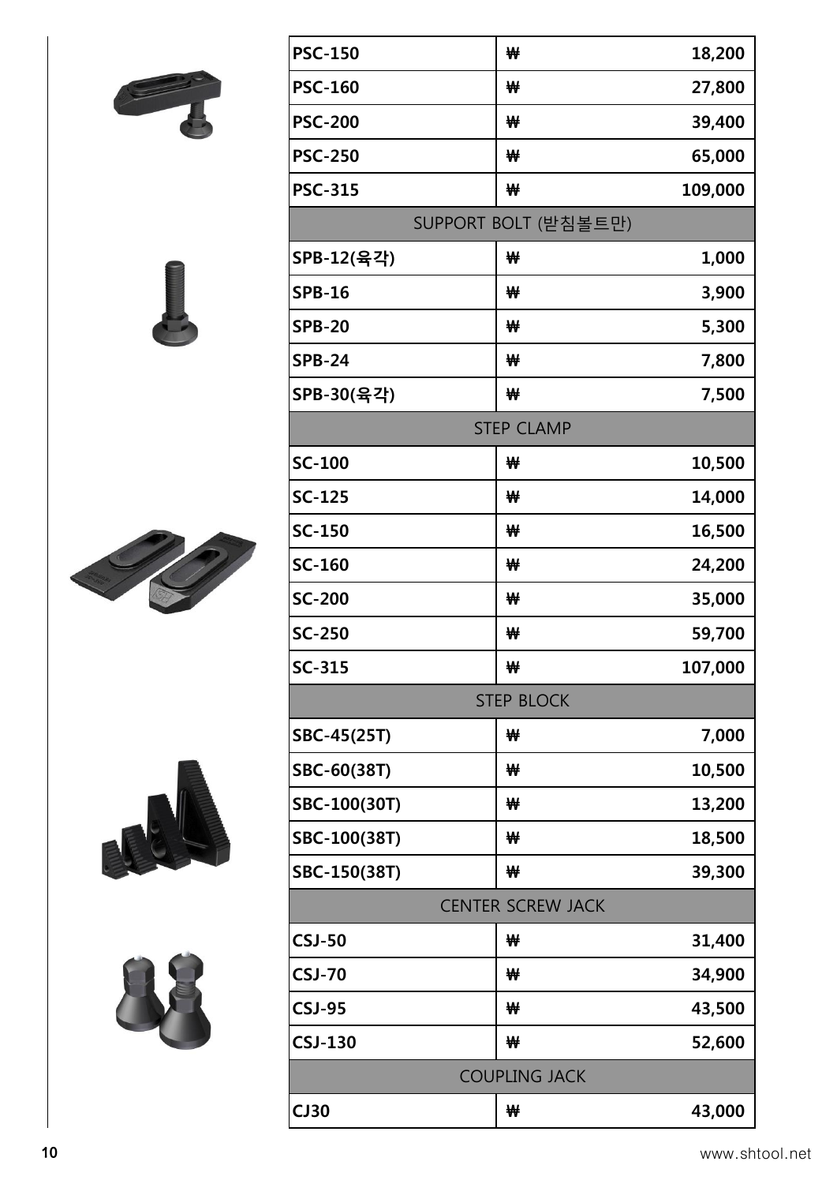| PSC-150 | ₩ | 18,200 |
|---|---|---|
| PSC-160 | ₩ | 27,800 |
| PSC-200 | ₩ | 39,400 |
| PSC-250 | ₩ | 65,000 |
| PSC-315 | ₩ | 109,000 |
| SUPPORT BOLT (받침볼트만) | | |
| SPB-12(육각) | ₩ | 1,000 |
| SPB-16 | ₩ | 3,900 |
| SPB-20 | ₩ | 5,300 |
| SPB-24 | ₩ | 7,800 |
| SPB-30(육각) | ₩ | 7,500 |
| STEP CLAMP | | |
| SC-100 | ₩ | 10,500 |
| SC-125 | ₩ | 14,000 |
| SC-150 | ₩ | 16,500 |
| SC-160 | ₩ | 24,200 |
| SC-200 | ₩ | 35,000 |
| SC-250 | ₩ | 59,700 |
| SC-315 | ₩ | 107,000 |
| STEP BLOCK | | |
| SBC-45(25T) | ₩ | 7,000 |
| SBC-60(38T) | ₩ | 10,500 |
| SBC-100(30T) | ₩ | 13,200 |
| SBC-100(38T) | ₩ | 18,500 |
| SBC-150(38T) | ₩ | 39,300 |
| CENTER SCREW JACK | | |
| CSJ-50 | ₩ | 31,400 |
| CSJ-70 | ₩ | 34,900 |
| CSJ-95 | ₩ | 43,500 |
| CSJ-130 | ₩ | 52,600 |
| COUPLING JACK | | |
| CJ30 | ₩ | 43,000 |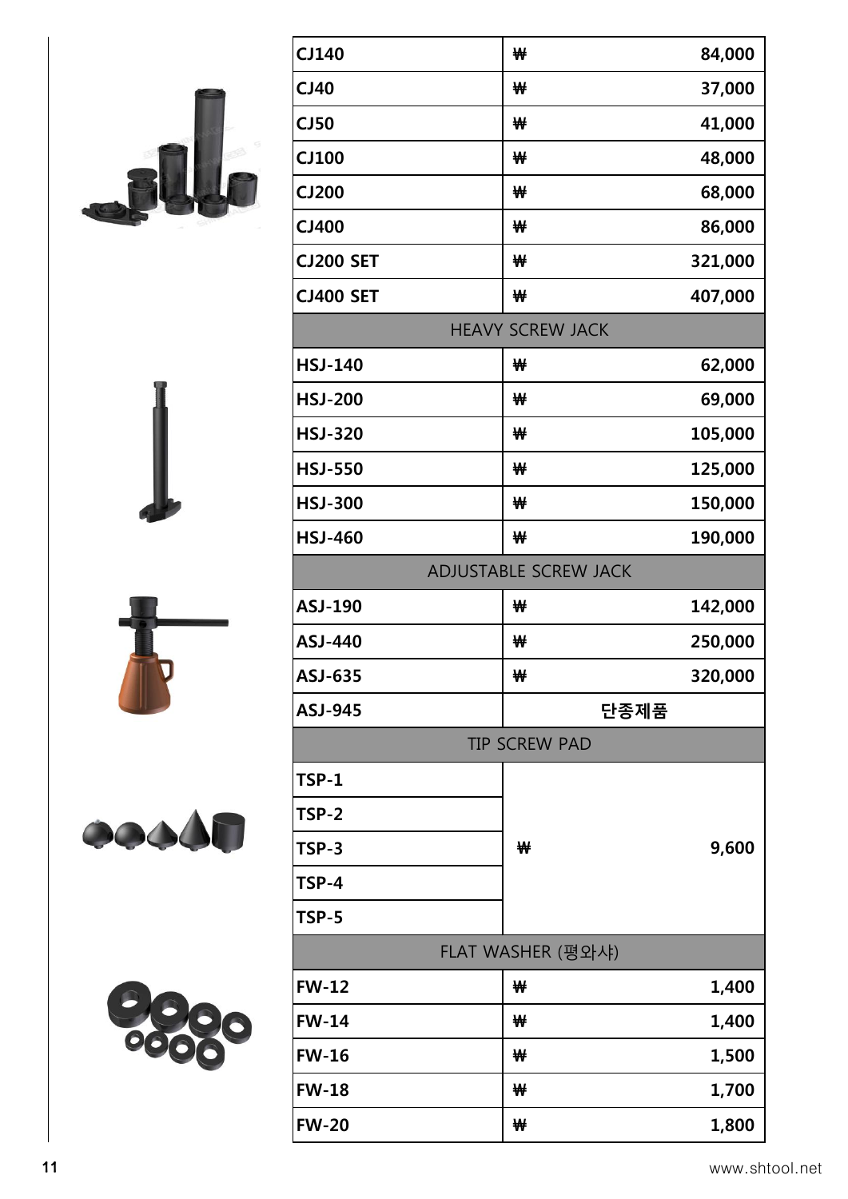| | | |
|---|---|---|
| CJ140 | ₩ | 84,000 |
| CJ40 | ₩ | 37,000 |
| CJ50 | ₩ | 41,000 |
| CJ100 | ₩ | 48,000 |
| CJ200 | ₩ | 68,000 |
| CJ400 | ₩ | 86,000 |
| CJ200 SET | ₩ | 321,000 |
| CJ400 SET | ₩ | 407,000 |
| HEAVY SCREW JACK | | |
| HSJ-140 | ₩ | 62,000 |
| HSJ-200 | ₩ | 69,000 |
| HSJ-320 | ₩ | 105,000 |
| HSJ-550 | ₩ | 125,000 |
| HSJ-300 | ₩ | 150,000 |
| HSJ-460 | ₩ | 190,000 |
| ADJUSTABLE SCREW JACK | | |
| ASJ-190 | ₩ | 142,000 |
| ASJ-440 | ₩ | 250,000 |
| ASJ-635 | ₩ | 320,000 |
| ASJ-945 | 단종제품 | |
| TIP SCREW PAD | | |
| TSP-1 | ₩ | 9,600 |
| TSP-2 | | |
| TSP-3 | | |
| TSP-4 | | |
| TSP-5 | | |
| FLAT WASHER (평와샤) | | |
| FW-12 | ₩ | 1,400 |
| FW-14 | ₩ | 1,400 |
| FW-16 | ₩ | 1,500 |
| FW-18 | ₩ | 1,700 |
| FW-20 | ₩ | 1,800 |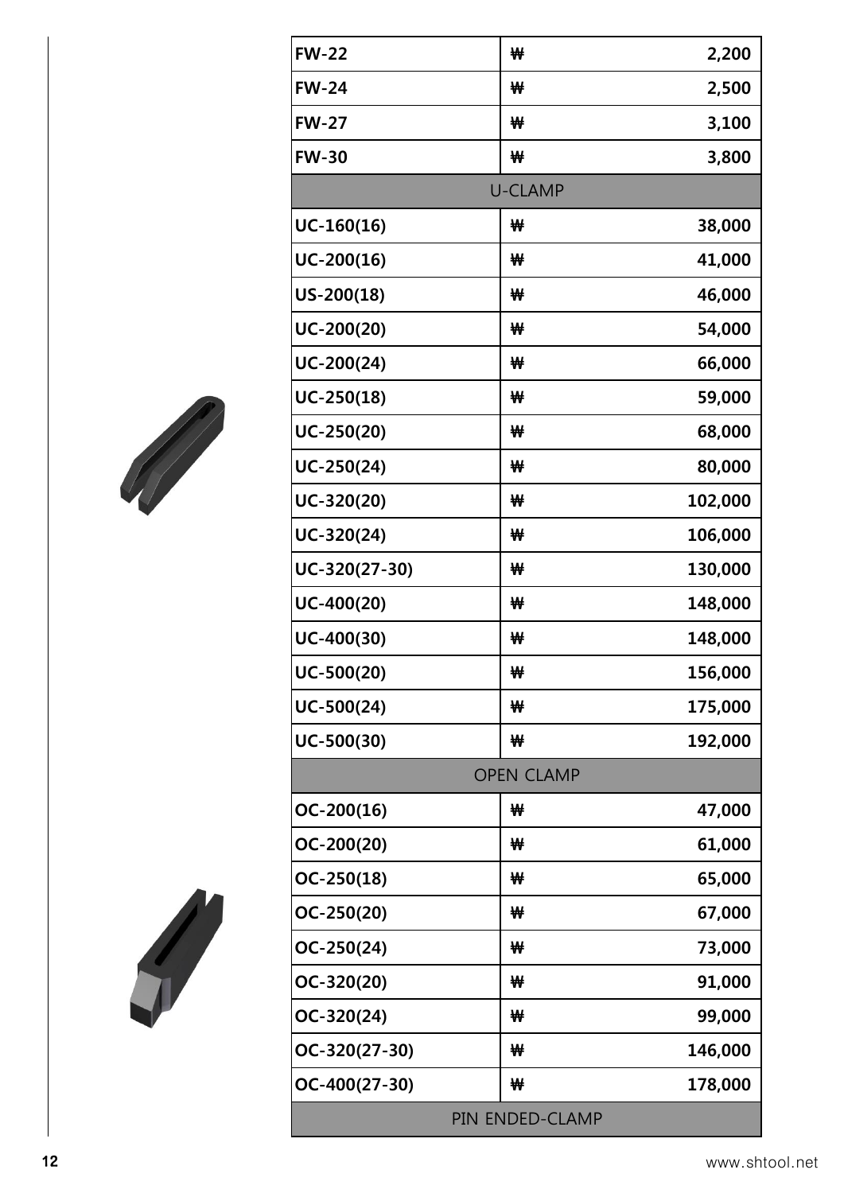| FW-22 | ₩ | 2,200 |
| --- | --- | --- |
| FW-24 | ₩ | 2,500 |
| FW-27 | ₩ | 3,100 |
| FW-30 | ₩ | 3,800 |
| U-CLAMP | | |
| UC-160(16) | ₩ | 38,000 |
| UC-200(16) | ₩ | 41,000 |
| US-200(18) | ₩ | 46,000 |
| UC-200(20) | ₩ | 54,000 |
| UC-200(24) | ₩ | 66,000 |
| UC-250(18) | ₩ | 59,000 |
| UC-250(20) | ₩ | 68,000 |
| UC-250(24) | ₩ | 80,000 |
| UC-320(20) | ₩ | 102,000 |
| UC-320(24) | ₩ | 106,000 |
| UC-320(27-30) | ₩ | 130,000 |
| UC-400(20) | ₩ | 148,000 |
| UC-400(30) | ₩ | 148,000 |
| UC-500(20) | ₩ | 156,000 |
| UC-500(24) | ₩ | 175,000 |
| UC-500(30) | ₩ | 192,000 |
| OPEN CLAMP | | |
| OC-200(16) | ₩ | 47,000 |
| OC-200(20) | ₩ | 61,000 |
| OC-250(18) | ₩ | 65,000 |
| OC-250(20) | ₩ | 67,000 |
| OC-250(24) | ₩ | 73,000 |
| OC-320(20) | ₩ | 91,000 |
| OC-320(24) | ₩ | 99,000 |
| OC-320(27-30) | ₩ | 146,000 |
| OC-400(27-30) | ₩ | 178,000 |
| PIN ENDED-CLAMP | | |

www.shtool.net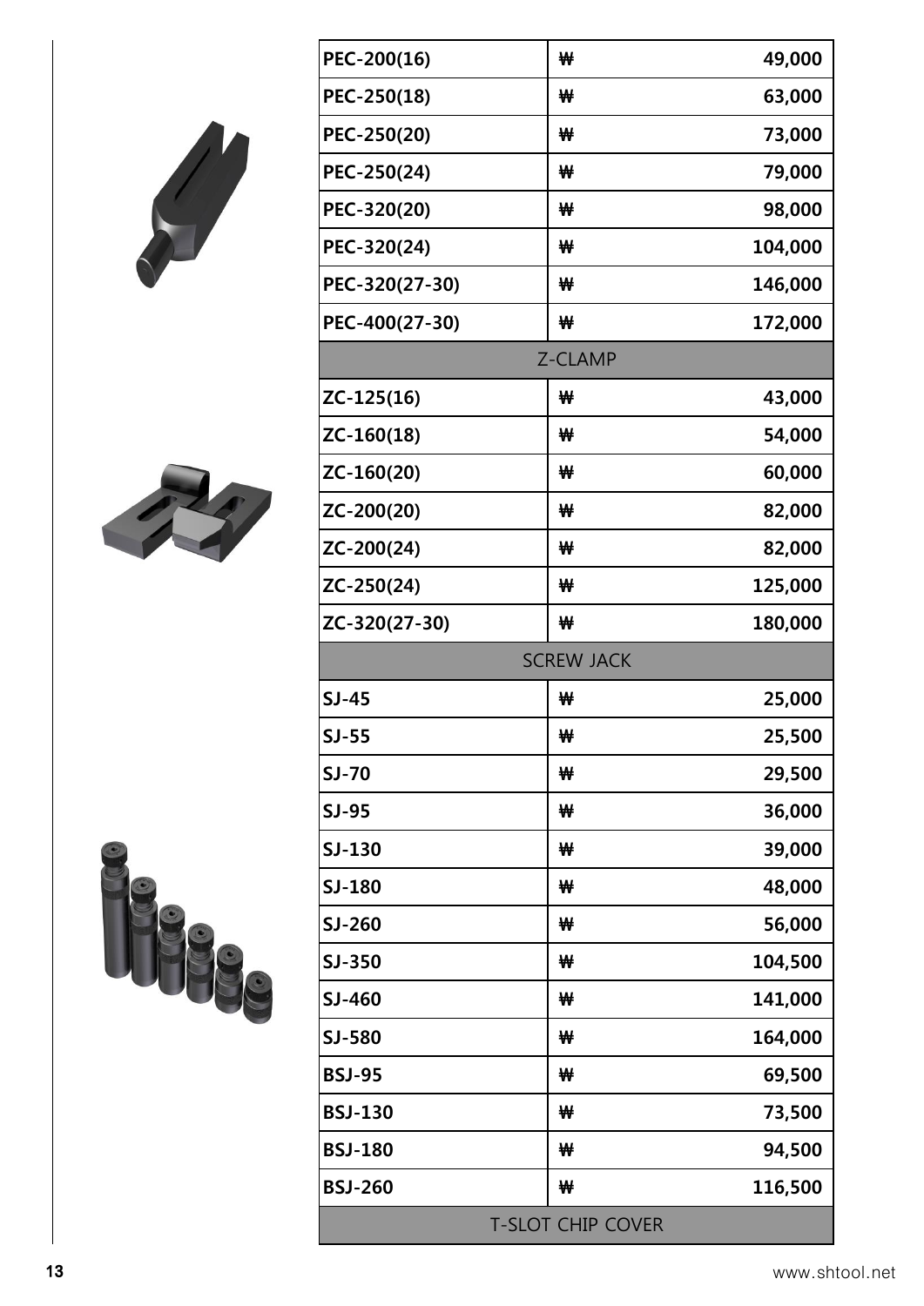| | | |
|---|---|---|
| PEC-200(16) | ₩ | 49,000 |
| PEC-250(18) | ₩ | 63,000 |
| PEC-250(20) | ₩ | 73,000 |
| PEC-250(24) | ₩ | 79,000 |
| PEC-320(20) | ₩ | 98,000 |
| PEC-320(24) | ₩ | 104,000 |
| PEC-320(27-30) | ₩ | 146,000 |
| PEC-400(27-30) | ₩ | 172,000 |
| Z-CLAMP | | |
| ZC-125(16) | ₩ | 43,000 |
| ZC-160(18) | ₩ | 54,000 |
| ZC-160(20) | ₩ | 60,000 |
| ZC-200(20) | ₩ | 82,000 |
| ZC-200(24) | ₩ | 82,000 |
| ZC-250(24) | ₩ | 125,000 |
| ZC-320(27-30) | ₩ | 180,000 |
| SCREW JACK | | |
| SJ-45 | ₩ | 25,000 |
| SJ-55 | ₩ | 25,500 |
| SJ-70 | ₩ | 29,500 |
| SJ-95 | ₩ | 36,000 |
| SJ-130 | ₩ | 39,000 |
| SJ-180 | ₩ | 48,000 |
| SJ-260 | ₩ | 56,000 |
| SJ-350 | ₩ | 104,500 |
| SJ-460 | ₩ | 141,000 |
| SJ-580 | ₩ | 164,000 |
| BSJ-95 | ₩ | 69,500 |
| BSJ-130 | ₩ | 73,500 |
| BSJ-180 | ₩ | 94,500 |
| BSJ-260 | ₩ | 116,500 |
| T-SLOT CHIP COVER | | |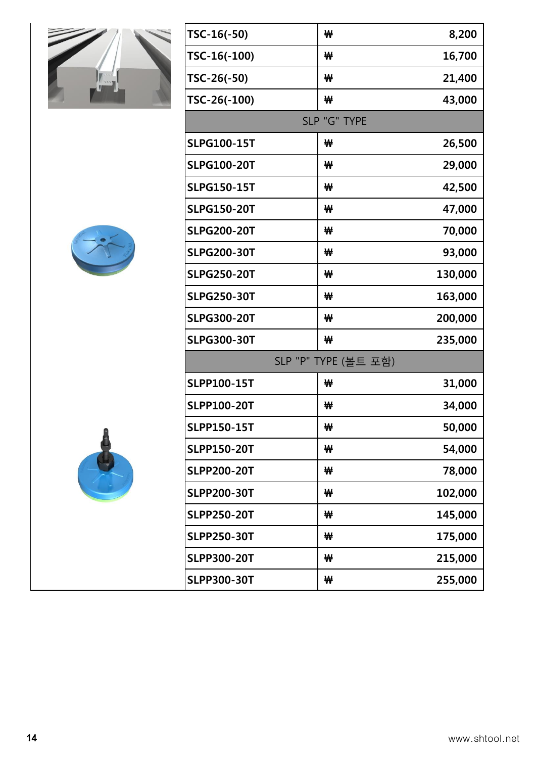| | | |
|---|---|---|
| TSC-16(-50) | ₩ | 8,200 |
| TSC-16(-100) | ₩ | 16,700 |
| TSC-26(-50) | ₩ | 21,400 |
| TSC-26(-100) | ₩ | 43,000 |
| SLP "G" TYPE | | |
| SLPG100-15T | ₩ | 26,500 |
| SLPG100-20T | ₩ | 29,000 |
| SLPG150-15T | ₩ | 42,500 |
| SLPG150-20T | ₩ | 47,000 |
| SLPG200-20T | ₩ | 70,000 |
| SLPG200-30T | ₩ | 93,000 |
| SLPG250-20T | ₩ | 130,000 |
| SLPG250-30T | ₩ | 163,000 |
| SLPG300-20T | ₩ | 200,000 |
| SLPG300-30T | ₩ | 235,000 |
| SLP "P" TYPE (볼트 포함) | | |
| SLPP100-15T | ₩ | 31,000 |
| SLPP100-20T | ₩ | 34,000 |
| SLPP150-15T | ₩ | 50,000 |
| SLPP150-20T | ₩ | 54,000 |
| SLPP200-20T | ₩ | 78,000 |
| SLPP200-30T | ₩ | 102,000 |
| SLPP250-20T | ₩ | 145,000 |
| SLPP250-30T | ₩ | 175,000 |
| SLPP300-20T | ₩ | 215,000 |
| SLPP300-30T | ₩ | 255,000 |